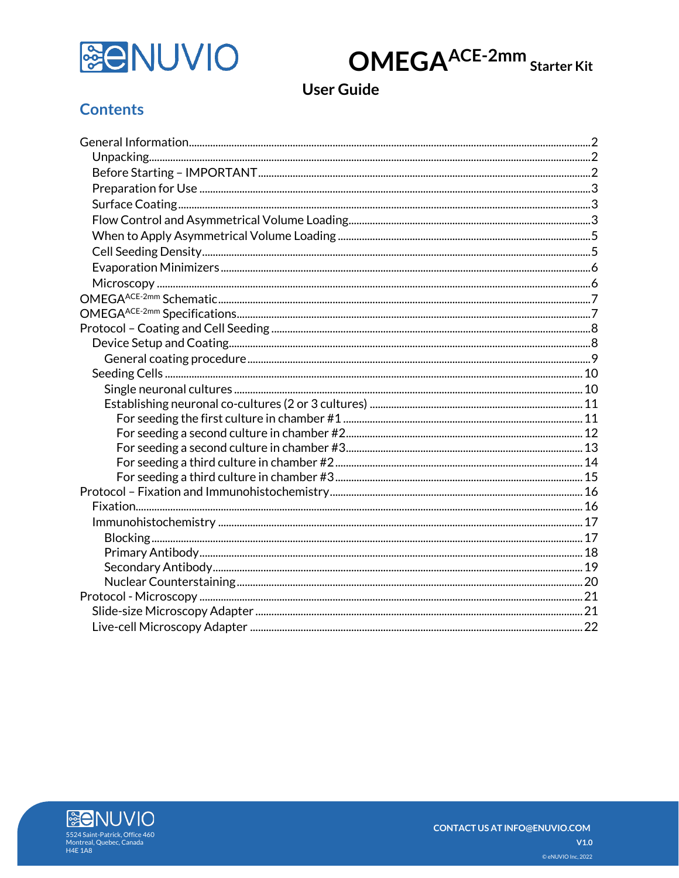eNUVIO

# OMEGA$^{ACE\text{-}2mm}$ Starter Kit

## User Guide

## Contents

- General Information ........ 2
  - Unpacking ........ 2
  - Before Starting – IMPORTANT ........ 2
  - Preparation for Use ........ 3
  - Surface Coating ........ 3
  - Flow Control and Asymmetrical Volume Loading ........ 3
  - When to Apply Asymmetrical Volume Loading ........ 5
  - Cell Seeding Density ........ 5
  - Evaporation Minimizers ........ 6
  - Microscopy ........ 6
- OMEGA$^{ACE\text{-}2mm}$ Schematic ........ 7
- OMEGA$^{ACE\text{-}2mm}$ Specifications ........ 7
- Protocol – Coating and Cell Seeding ........ 8
  - Device Setup and Coating ........ 8
    - General coating procedure ........ 9
  - Seeding Cells ........ 10
    - Single neuronal cultures ........ 10
    - Establishing neuronal co-cultures (2 or 3 cultures) ........ 11
      - For seeding the first culture in chamber #1 ........ 11
      - For seeding a second culture in chamber #2 ........ 12
      - For seeding a second culture in chamber #3 ........ 13
      - For seeding a third culture in chamber #2 ........ 14
      - For seeding a third culture in chamber #3 ........ 15
- Protocol – Fixation and Immunohistochemistry ........ 16
  - Fixation ........ 16
  - Immunohistochemistry ........ 17
    - Blocking ........ 17
    - Primary Antibody ........ 18
    - Secondary Antibody ........ 19
    - Nuclear Counterstaining ........ 20
- Protocol - Microscopy ........ 21
  - Slide-size Microscopy Adapter ........ 21
  - Live-cell Microscopy Adapter ........ 22

eNUVIO
5524 Saint-Patrick, Office 460
Montreal, Quebec, Canada
H4E 1A8

CONTACT US AT INFO@ENUVIO.COM

V1.0

© eNUVIO Inc, 2022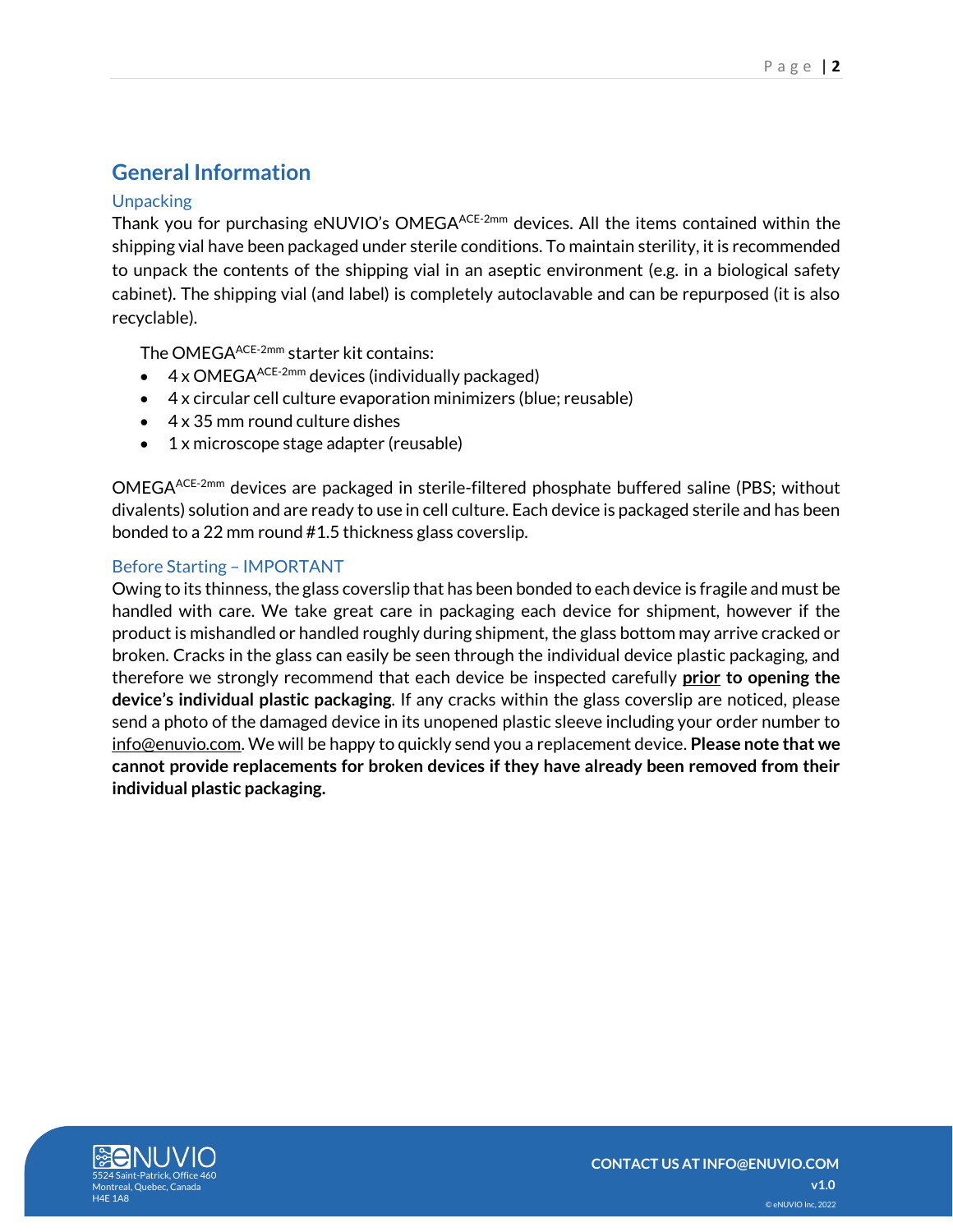## General Information

### Unpacking

Thank you for purchasing eNUVIO's OMEGA$^{ACE\text{-}2mm}$ devices. All the items contained within the shipping vial have been packaged under sterile conditions. To maintain sterility, it is recommended to unpack the contents of the shipping vial in an aseptic environment (e.g. in a biological safety cabinet). The shipping vial (and label) is completely autoclavable and can be repurposed (it is also recyclable).

The OMEGA$^{ACE\text{-}2mm}$ starter kit contains:

- 4 x OMEGA$^{ACE\text{-}2mm}$ devices (individually packaged)
- 4 x circular cell culture evaporation minimizers (blue; reusable)
- 4 x 35 mm round culture dishes
- 1 x microscope stage adapter (reusable)

OMEGA$^{ACE\text{-}2mm}$ devices are packaged in sterile-filtered phosphate buffered saline (PBS; without divalents) solution and are ready to use in cell culture. Each device is packaged sterile and has been bonded to a 22 mm round #1.5 thickness glass coverslip.

### Before Starting – IMPORTANT

Owing to its thinness, the glass coverslip that has been bonded to each device is fragile and must be handled with care. We take great care in packaging each device for shipment, however if the product is mishandled or handled roughly during shipment, the glass bottom may arrive cracked or broken. Cracks in the glass can easily be seen through the individual device plastic packaging, and therefore we strongly recommend that each device be inspected carefully **prior to opening the device's individual plastic packaging**. If any cracks within the glass coverslip are noticed, please send a photo of the damaged device in its unopened plastic sleeve including your order number to info@enuvio.com. We will be happy to quickly send you a replacement device. **Please note that we cannot provide replacements for broken devices if they have already been removed from their individual plastic packaging.**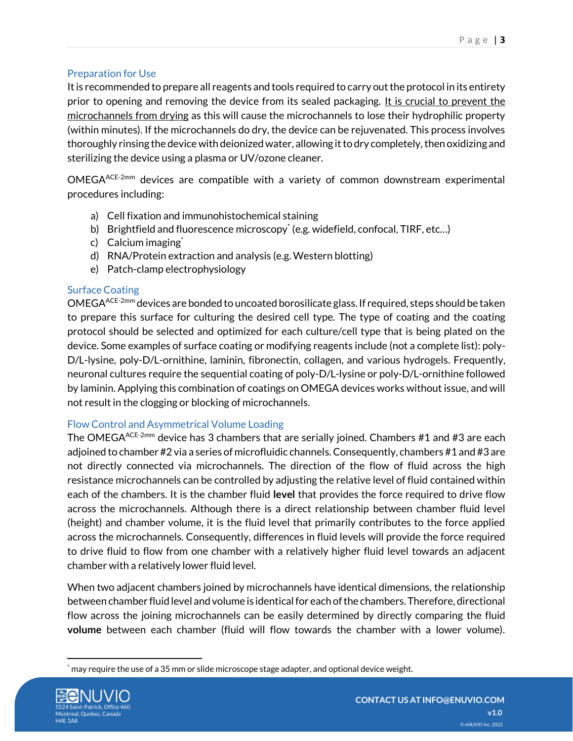## Preparation for Use

It is recommended to prepare all reagents and tools required to carry out the protocol in its entirety prior to opening and removing the device from its sealed packaging. <u>It is crucial to prevent the microchannels from drying</u> as this will cause the microchannels to lose their hydrophilic property (within minutes). If the microchannels do dry, the device can be rejuvenated. This process involves thoroughly rinsing the device with deionized water, allowing it to dry completely, then oxidizing and sterilizing the device using a plasma or UV/ozone cleaner.

OMEGA$^{ACE\text{-}2mm}$ devices are compatible with a variety of common downstream experimental procedures including:

a) Cell fixation and immunohistochemical staining
b) Brightfield and fluorescence microscopy* (e.g. widefield, confocal, TIRF, etc…)
c) Calcium imaging*
d) RNA/Protein extraction and analysis (e.g. Western blotting)
e) Patch-clamp electrophysiology

## Surface Coating

OMEGA$^{ACE\text{-}2mm}$ devices are bonded to uncoated borosilicate glass. If required, steps should be taken to prepare this surface for culturing the desired cell type. The type of coating and the coating protocol should be selected and optimized for each culture/cell type that is being plated on the device. Some examples of surface coating or modifying reagents include (not a complete list): poly-D/L-lysine, poly-D/L-ornithine, laminin, fibronectin, collagen, and various hydrogels. Frequently, neuronal cultures require the sequential coating of poly-D/L-lysine or poly-D/L-ornithine followed by laminin. Applying this combination of coatings on OMEGA devices works without issue, and will not result in the clogging or blocking of microchannels.

## Flow Control and Asymmetrical Volume Loading

The OMEGA$^{ACE\text{-}2mm}$ device has 3 chambers that are serially joined. Chambers #1 and #3 are each adjoined to chamber #2 via a series of microfluidic channels. Consequently, chambers #1 and #3 are not directly connected via microchannels. The direction of the flow of fluid across the high resistance microchannels can be controlled by adjusting the relative level of fluid contained within each of the chambers. It is the chamber fluid **level** that provides the force required to drive flow across the microchannels. Although there is a direct relationship between chamber fluid level (height) and chamber volume, it is the fluid level that primarily contributes to the force applied across the microchannels. Consequently, differences in fluid levels will provide the force required to drive fluid to flow from one chamber with a relatively higher fluid level towards an adjacent chamber with a relatively lower fluid level.

When two adjacent chambers joined by microchannels have identical dimensions, the relationship between chamber fluid level and volume is identical for each of the chambers. Therefore, directional flow across the joining microchannels can be easily determined by directly comparing the fluid **volume** between each chamber (fluid will flow towards the chamber with a lower volume).

\* may require the use of a 35 mm or slide microscope stage adapter, and optional device weight.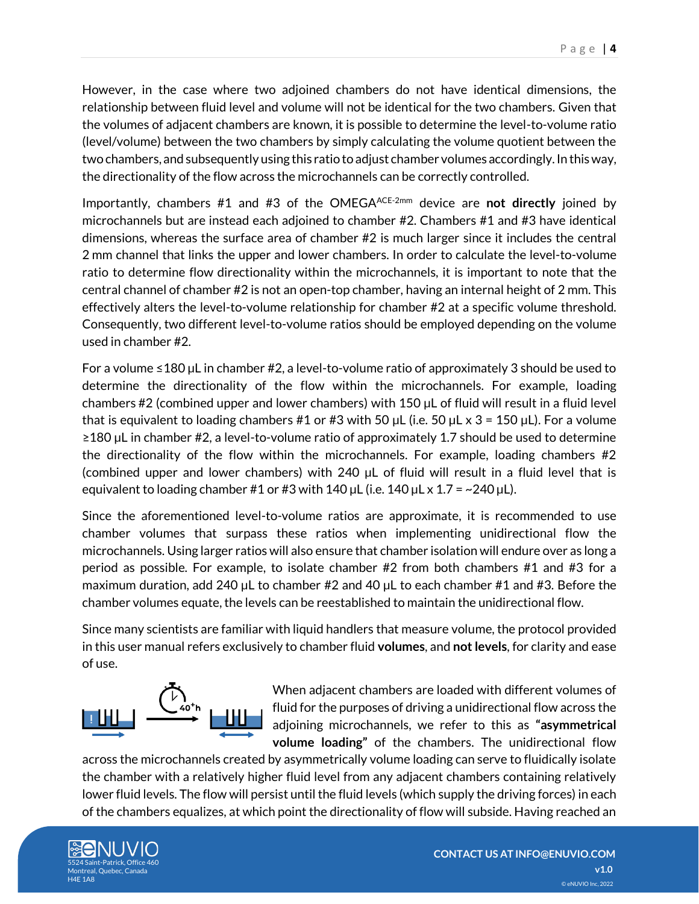However, in the case where two adjoined chambers do not have identical dimensions, the relationship between fluid level and volume will not be identical for the two chambers. Given that the volumes of adjacent chambers are known, it is possible to determine the level-to-volume ratio (level/volume) between the two chambers by simply calculating the volume quotient between the two chambers, and subsequently using this ratio to adjust chamber volumes accordingly. In this way, the directionality of the flow across the microchannels can be correctly controlled.

Importantly, chambers #1 and #3 of the OMEGA$^{ACE\text{-}2mm}$ device are **not directly** joined by microchannels but are instead each adjoined to chamber #2. Chambers #1 and #3 have identical dimensions, whereas the surface area of chamber #2 is much larger since it includes the central 2 mm channel that links the upper and lower chambers. In order to calculate the level-to-volume ratio to determine flow directionality within the microchannels, it is important to note that the central channel of chamber #2 is not an open-top chamber, having an internal height of 2 mm. This effectively alters the level-to-volume relationship for chamber #2 at a specific volume threshold. Consequently, two different level-to-volume ratios should be employed depending on the volume used in chamber #2.

For a volume ≤180 µL in chamber #2, a level-to-volume ratio of approximately 3 should be used to determine the directionality of the flow within the microchannels. For example, loading chambers #2 (combined upper and lower chambers) with 150 µL of fluid will result in a fluid level that is equivalent to loading chambers #1 or #3 with 50 µL (i.e. 50 µL x 3 = 150 µL). For a volume ≥180 µL in chamber #2, a level-to-volume ratio of approximately 1.7 should be used to determine the directionality of the flow within the microchannels. For example, loading chambers #2 (combined upper and lower chambers) with 240 µL of fluid will result in a fluid level that is equivalent to loading chamber #1 or #3 with 140 µL (i.e. 140 µL x 1.7 = ~240 µL).

Since the aforementioned level-to-volume ratios are approximate, it is recommended to use chamber volumes that surpass these ratios when implementing unidirectional flow the microchannels. Using larger ratios will also ensure that chamber isolation will endure over as long a period as possible. For example, to isolate chamber #2 from both chambers #1 and #3 for a maximum duration, add 240 µL to chamber #2 and 40 µL to each chamber #1 and #3. Before the chamber volumes equate, the levels can be reestablished to maintain the unidirectional flow.

Since many scientists are familiar with liquid handlers that measure volume, the protocol provided in this user manual refers exclusively to chamber fluid **volumes**, and **not levels**, for clarity and ease of use.

When adjacent chambers are loaded with different volumes of fluid for the purposes of driving a unidirectional flow across the adjoining microchannels, we refer to this as **"asymmetrical volume loading"** of the chambers. The unidirectional flow across the microchannels created by asymmetrically volume loading can serve to fluidically isolate the chamber with a relatively higher fluid level from any adjacent chambers containing relatively lower fluid levels. The flow will persist until the fluid levels (which supply the driving forces) in each of the chambers equalizes, at which point the directionality of flow will subside. Having reached an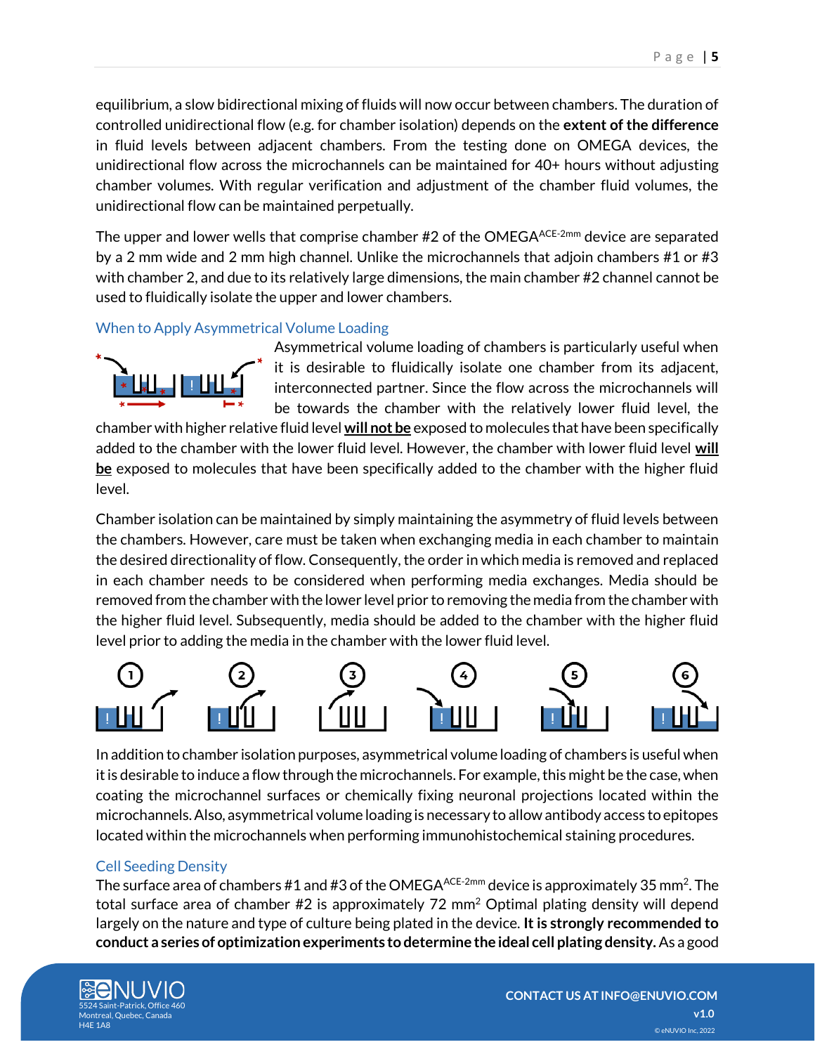equilibrium, a slow bidirectional mixing of fluids will now occur between chambers. The duration of controlled unidirectional flow (e.g. for chamber isolation) depends on the **extent of the difference** in fluid levels between adjacent chambers. From the testing done on OMEGA devices, the unidirectional flow across the microchannels can be maintained for 40+ hours without adjusting chamber volumes. With regular verification and adjustment of the chamber fluid volumes, the unidirectional flow can be maintained perpetually.

The upper and lower wells that comprise chamber #2 of the OMEGA$^{ACE\text{-}2mm}$ device are separated by a 2 mm wide and 2 mm high channel. Unlike the microchannels that adjoin chambers #1 or #3 with chamber 2, and due to its relatively large dimensions, the main chamber #2 channel cannot be used to fluidically isolate the upper and lower chambers.

## When to Apply Asymmetrical Volume Loading

Asymmetrical volume loading of chambers is particularly useful when it is desirable to fluidically isolate one chamber from its adjacent, interconnected partner. Since the flow across the microchannels will be towards the chamber with the relatively lower fluid level, the chamber with higher relative fluid level **will not be** exposed to molecules that have been specifically added to the chamber with the lower fluid level. However, the chamber with lower fluid level **will be** exposed to molecules that have been specifically added to the chamber with the higher fluid level.

Chamber isolation can be maintained by simply maintaining the asymmetry of fluid levels between the chambers. However, care must be taken when exchanging media in each chamber to maintain the desired directionality of flow. Consequently, the order in which media is removed and replaced in each chamber needs to be considered when performing media exchanges. Media should be removed from the chamber with the lower level prior to removing the media from the chamber with the higher fluid level. Subsequently, media should be added to the chamber with the higher fluid level prior to adding the media in the chamber with the lower fluid level.

In addition to chamber isolation purposes, asymmetrical volume loading of chambers is useful when it is desirable to induce a flow through the microchannels. For example, this might be the case, when coating the microchannel surfaces or chemically fixing neuronal projections located within the microchannels. Also, asymmetrical volume loading is necessary to allow antibody access to epitopes located within the microchannels when performing immunohistochemical staining procedures.

## Cell Seeding Density

The surface area of chambers #1 and #3 of the OMEGA$^{ACE\text{-}2mm}$ device is approximately 35 mm$^2$. The total surface area of chamber #2 is approximately 72 mm$^2$ Optimal plating density will depend largely on the nature and type of culture being plated in the device. **It is strongly recommended to conduct a series of optimization experiments to determine the ideal cell plating density.** As a good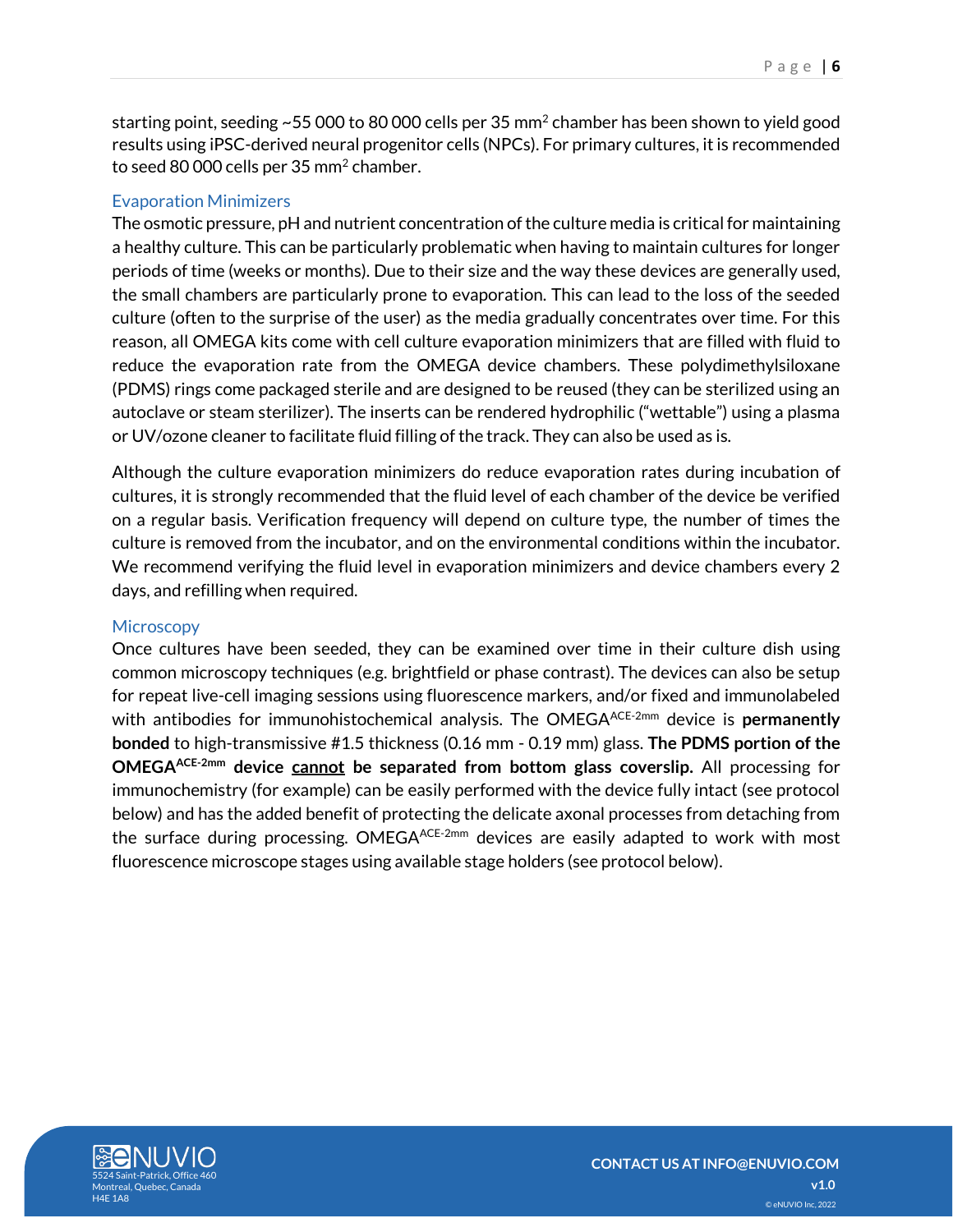starting point, seeding ~55 000 to 80 000 cells per 35 $mm^2$ chamber has been shown to yield good results using iPSC-derived neural progenitor cells (NPCs). For primary cultures, it is recommended to seed 80 000 cells per 35 $mm^2$ chamber.

### Evaporation Minimizers

The osmotic pressure, pH and nutrient concentration of the culture media is critical for maintaining a healthy culture. This can be particularly problematic when having to maintain cultures for longer periods of time (weeks or months). Due to their size and the way these devices are generally used, the small chambers are particularly prone to evaporation. This can lead to the loss of the seeded culture (often to the surprise of the user) as the media gradually concentrates over time. For this reason, all OMEGA kits come with cell culture evaporation minimizers that are filled with fluid to reduce the evaporation rate from the OMEGA device chambers. These polydimethylsiloxane (PDMS) rings come packaged sterile and are designed to be reused (they can be sterilized using an autoclave or steam sterilizer). The inserts can be rendered hydrophilic ("wettable") using a plasma or UV/ozone cleaner to facilitate fluid filling of the track. They can also be used as is.

Although the culture evaporation minimizers do reduce evaporation rates during incubation of cultures, it is strongly recommended that the fluid level of each chamber of the device be verified on a regular basis. Verification frequency will depend on culture type, the number of times the culture is removed from the incubator, and on the environmental conditions within the incubator. We recommend verifying the fluid level in evaporation minimizers and device chambers every 2 days, and refilling when required.

### Microscopy

Once cultures have been seeded, they can be examined over time in their culture dish using common microscopy techniques (e.g. brightfield or phase contrast). The devices can also be setup for repeat live-cell imaging sessions using fluorescence markers, and/or fixed and immunolabeled with antibodies for immunohistochemical analysis. The OMEGA$^{ACE\text{-}2mm}$ device is **permanently bonded** to high-transmissive #1.5 thickness (0.16 mm - 0.19 mm) glass. **The PDMS portion of the OMEGA$^{ACE\text{-}2mm}$ device <u>cannot</u> be separated from bottom glass coverslip.** All processing for immunochemistry (for example) can be easily performed with the device fully intact (see protocol below) and has the added benefit of protecting the delicate axonal processes from detaching from the surface during processing. OMEGA$^{ACE\text{-}2mm}$ devices are easily adapted to work with most fluorescence microscope stages using available stage holders (see protocol below).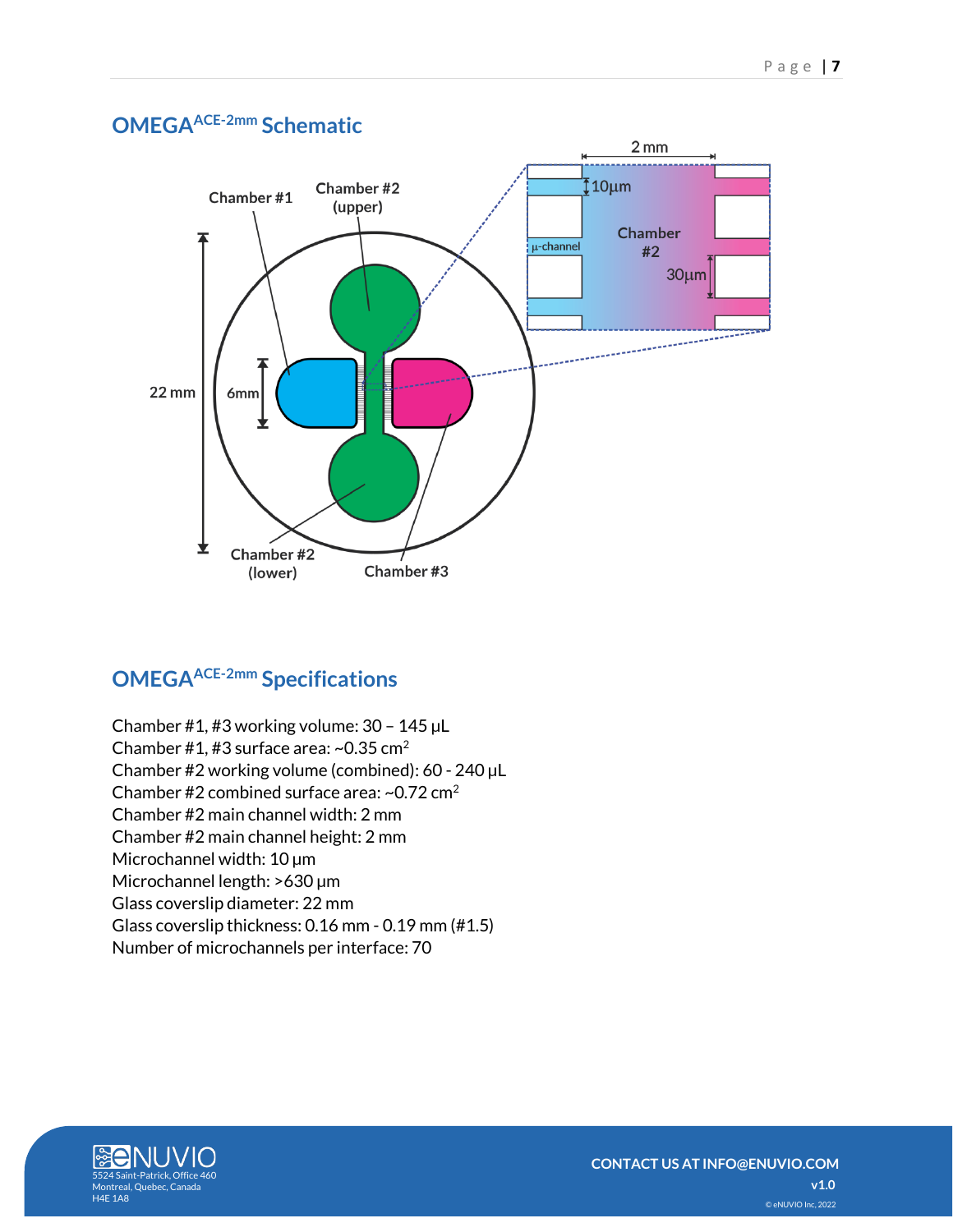## OMEGA$^{ACE\text{-}2mm}$ Schematic

Chamber #1

Chamber #2 (upper)

Chamber #2 (lower)

Chamber #3

22 mm

6mm

2 mm

10µm

30µm

µ-channel

Chamber #2

## OMEGA$^{ACE\text{-}2mm}$ Specifications

Chamber #1, #3 working volume: 30 – 145 µL
Chamber #1, #3 surface area: ~0.35 $cm^2$
Chamber #2 working volume (combined): 60 - 240 µL
Chamber #2 combined surface area: ~0.72 $cm^2$
Chamber #2 main channel width: 2 mm
Chamber #2 main channel height: 2 mm
Microchannel width: 10 µm
Microchannel length: >630 µm
Glass coverslip diameter: 22 mm
Glass coverslip thickness: 0.16 mm - 0.19 mm (#1.5)
Number of microchannels per interface: 70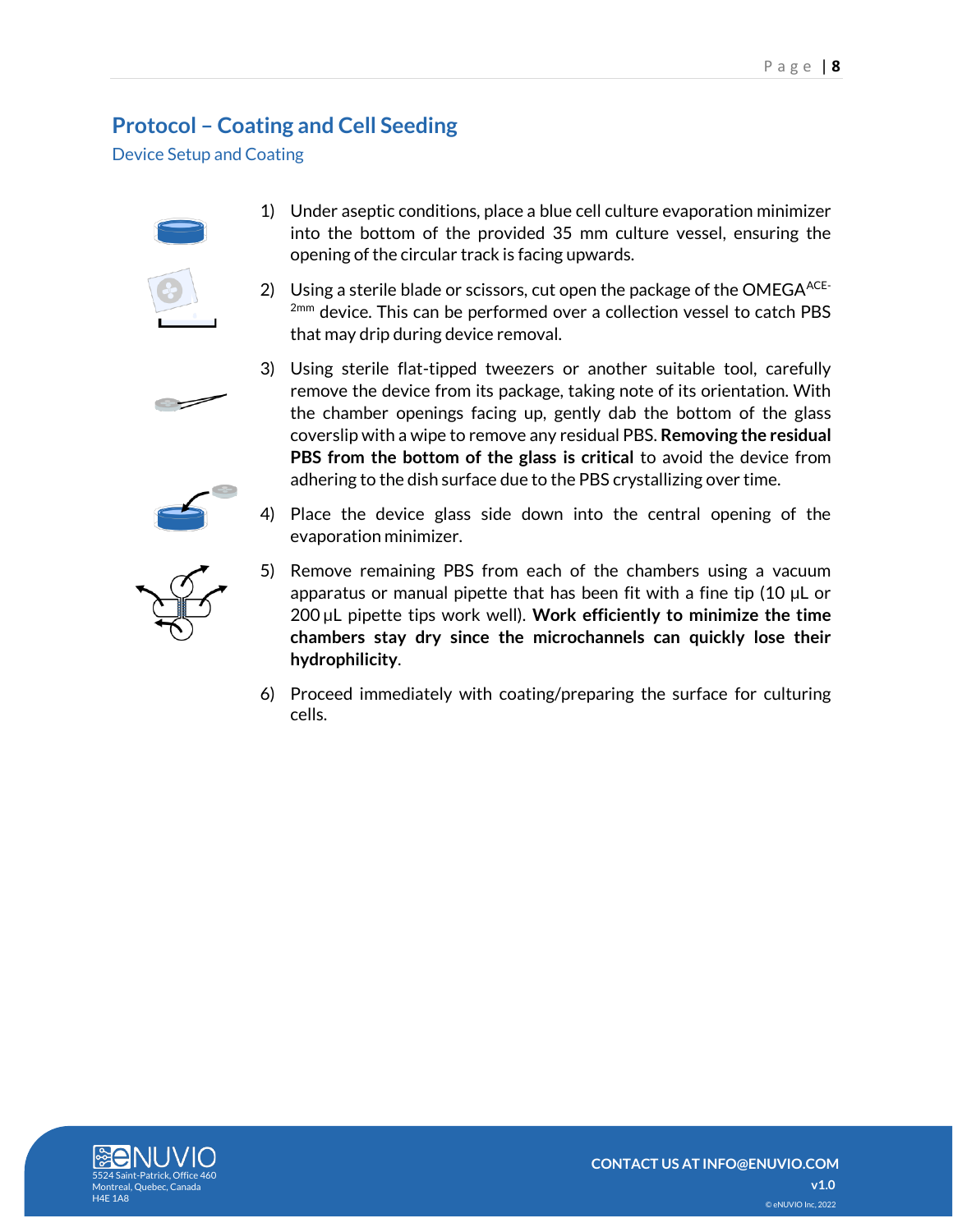## Protocol – Coating and Cell Seeding

### Device Setup and Coating

1) Under aseptic conditions, place a blue cell culture evaporation minimizer into the bottom of the provided 35 mm culture vessel, ensuring the opening of the circular track is facing upwards.

2) Using a sterile blade or scissors, cut open the package of the OMEGA$^{ACE\text{-}2mm}$ device. This can be performed over a collection vessel to catch PBS that may drip during device removal.

3) Using sterile flat-tipped tweezers or another suitable tool, carefully remove the device from its package, taking note of its orientation. With the chamber openings facing up, gently dab the bottom of the glass coverslip with a wipe to remove any residual PBS. **Removing the residual PBS from the bottom of the glass is critical** to avoid the device from adhering to the dish surface due to the PBS crystallizing over time.

4) Place the device glass side down into the central opening of the evaporation minimizer.

5) Remove remaining PBS from each of the chambers using a vacuum apparatus or manual pipette that has been fit with a fine tip (10 µL or 200 µL pipette tips work well). **Work efficiently to minimize the time chambers stay dry since the microchannels can quickly lose their hydrophilicity**.

6) Proceed immediately with coating/preparing the surface for culturing cells.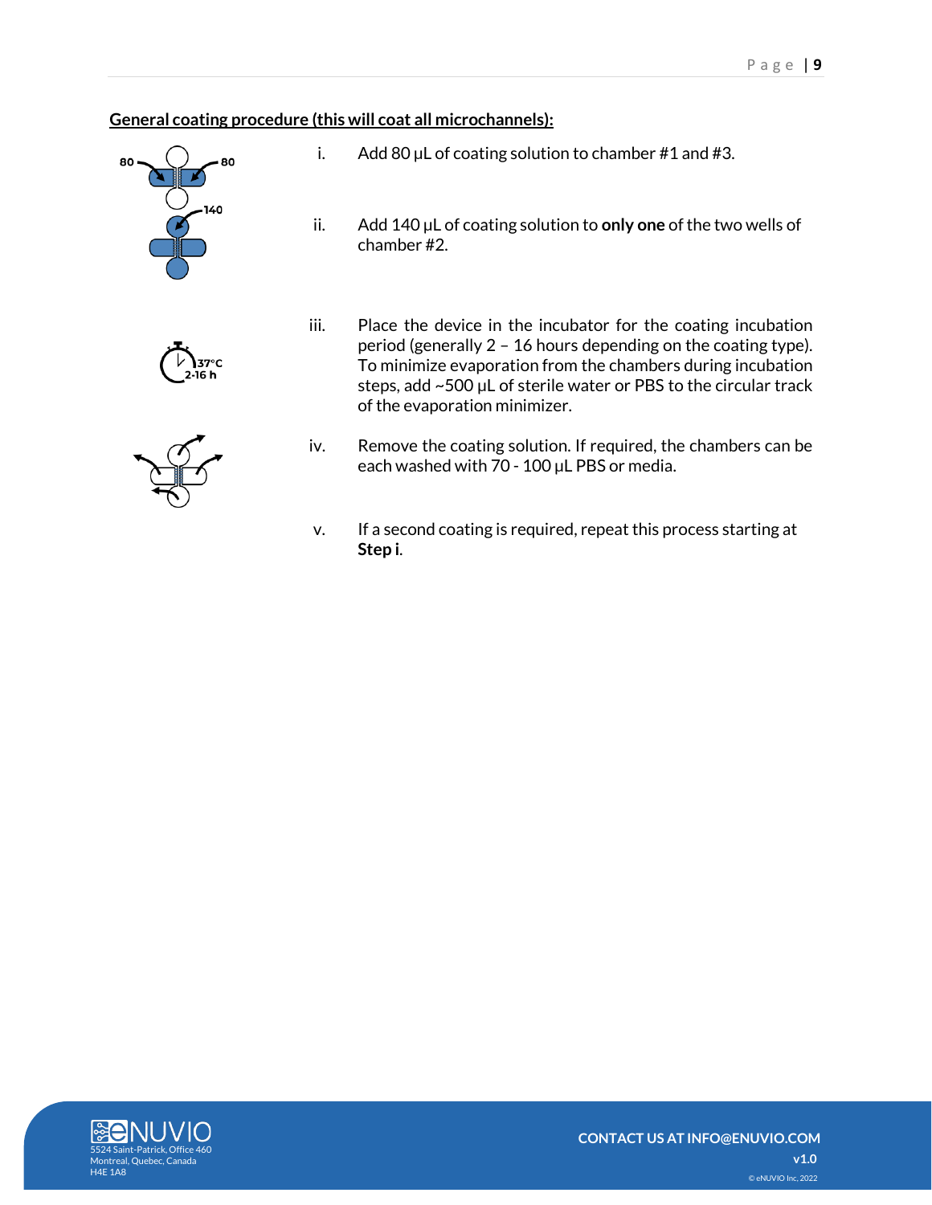**General coating procedure (this will coat all microchannels):**

i. Add 80 µL of coating solution to chamber #1 and #3.

ii. Add 140 µL of coating solution to **only one** of the two wells of chamber #2.

iii. Place the device in the incubator for the coating incubation period (generally 2 – 16 hours depending on the coating type). To minimize evaporation from the chambers during incubation steps, add ~500 µL of sterile water or PBS to the circular track of the evaporation minimizer.

iv. Remove the coating solution. If required, the chambers can be each washed with 70 - 100 µL PBS or media.

v. If a second coating is required, repeat this process starting at **Step i**.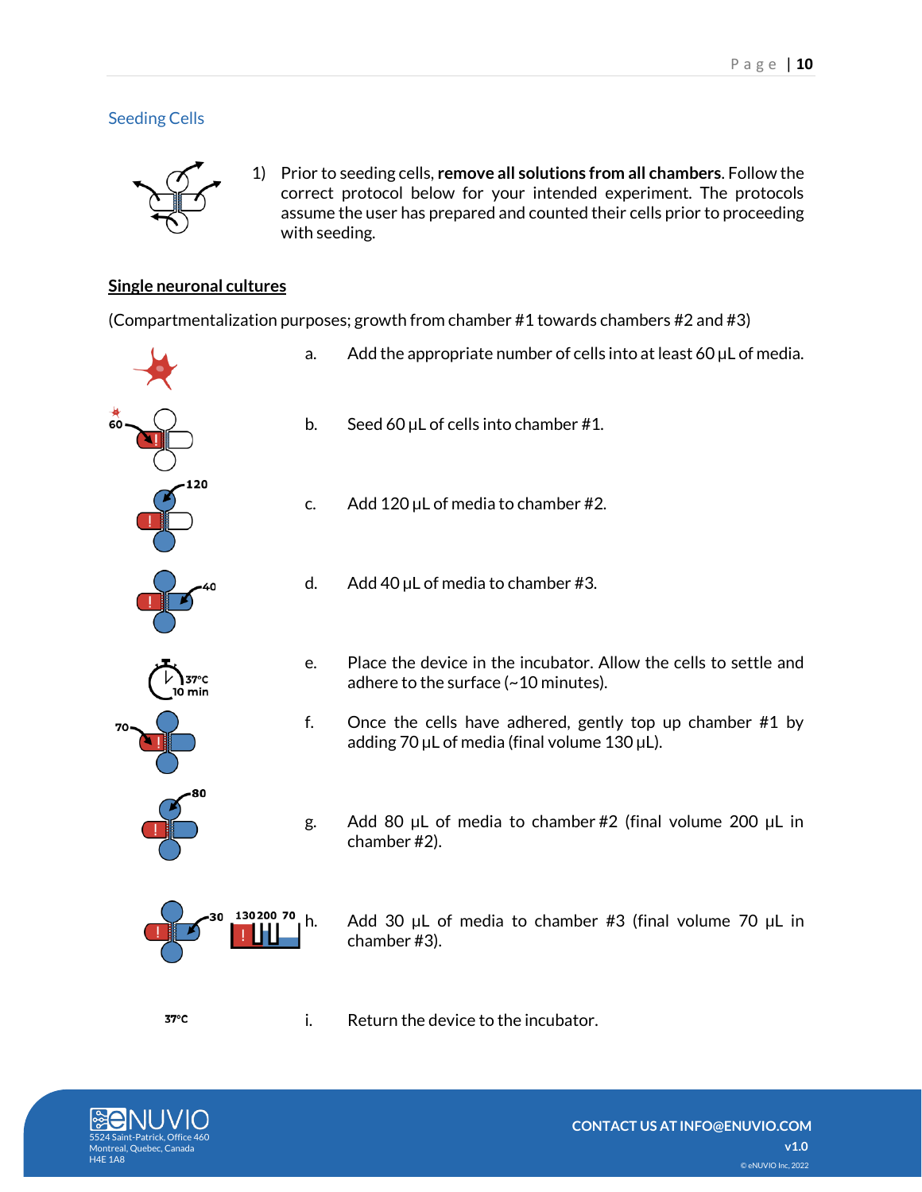## Seeding Cells

1) Prior to seeding cells, **remove all solutions from all chambers**. Follow the correct protocol below for your intended experiment. The protocols assume the user has prepared and counted their cells prior to proceeding with seeding.

### Single neuronal cultures

(Compartmentalization purposes; growth from chamber #1 towards chambers #2 and #3)

a. Add the appropriate number of cells into at least 60 µL of media.

b. Seed 60 µL of cells into chamber #1.

c. Add 120 µL of media to chamber #2.

d. Add 40 µL of media to chamber #3.

e. Place the device in the incubator. Allow the cells to settle and adhere to the surface (~10 minutes).

f. Once the cells have adhered, gently top up chamber #1 by adding 70 µL of media (final volume 130 µL).

g. Add 80 µL of media to chamber #2 (final volume 200 µL in chamber #2).

h. Add 30 µL of media to chamber #3 (final volume 70 µL in chamber #3).

i. Return the device to the incubator.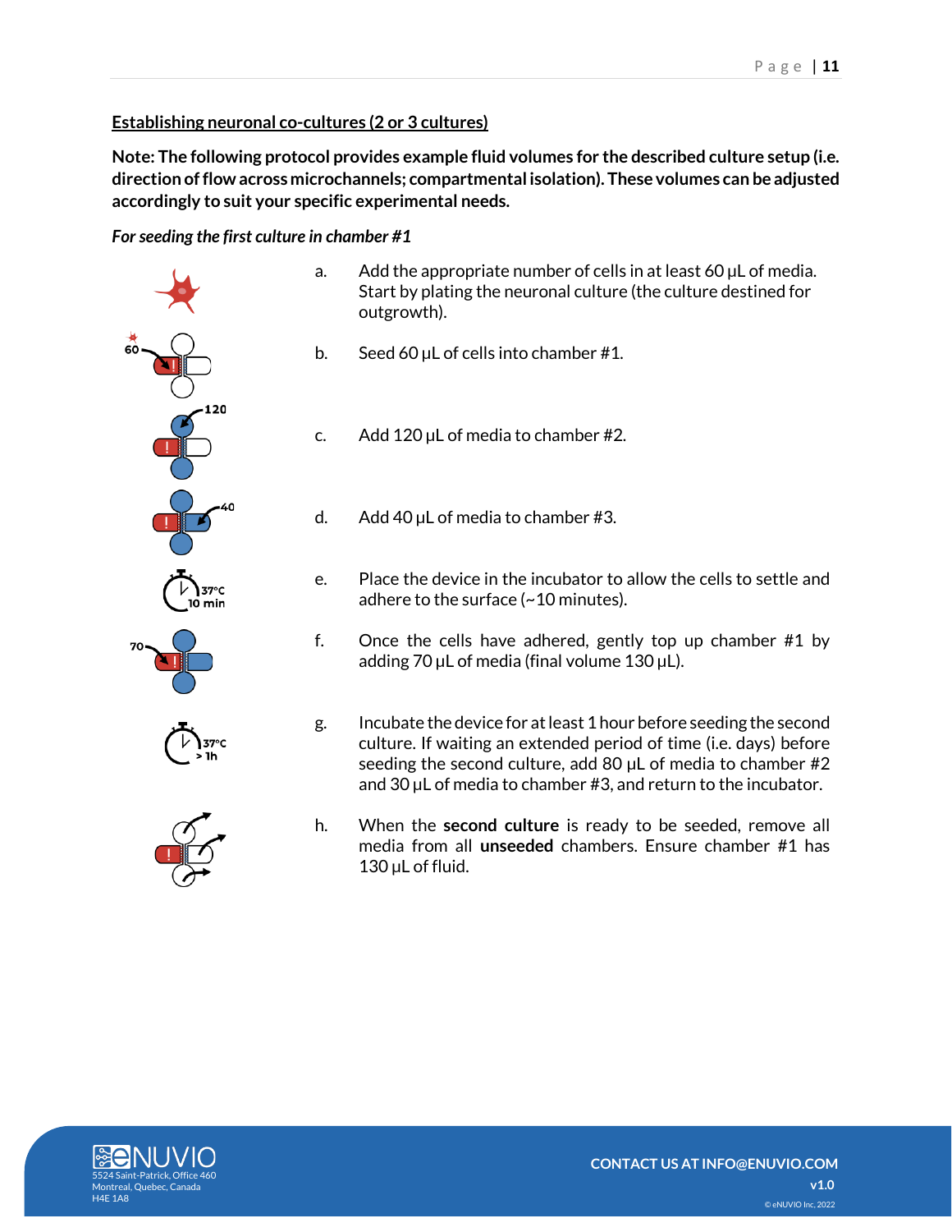## Establishing neuronal co-cultures (2 or 3 cultures)

**Note: The following protocol provides example fluid volumes for the described culture setup (i.e. direction of flow across microchannels; compartmental isolation). These volumes can be adjusted accordingly to suit your specific experimental needs.**

*For seeding the first culture in chamber #1*

a. Add the appropriate number of cells in at least 60 µL of media. Start by plating the neuronal culture (the culture destined for outgrowth).

b. Seed 60 µL of cells into chamber #1.

c. Add 120 µL of media to chamber #2.

d. Add 40 µL of media to chamber #3.

e. Place the device in the incubator to allow the cells to settle and adhere to the surface (~10 minutes).

f. Once the cells have adhered, gently top up chamber #1 by adding 70 µL of media (final volume 130 µL).

g. Incubate the device for at least 1 hour before seeding the second culture. If waiting an extended period of time (i.e. days) before seeding the second culture, add 80 µL of media to chamber #2 and 30 µL of media to chamber #3, and return to the incubator.

h. When the **second culture** is ready to be seeded, remove all media from all **unseeded** chambers. Ensure chamber #1 has 130 µL of fluid.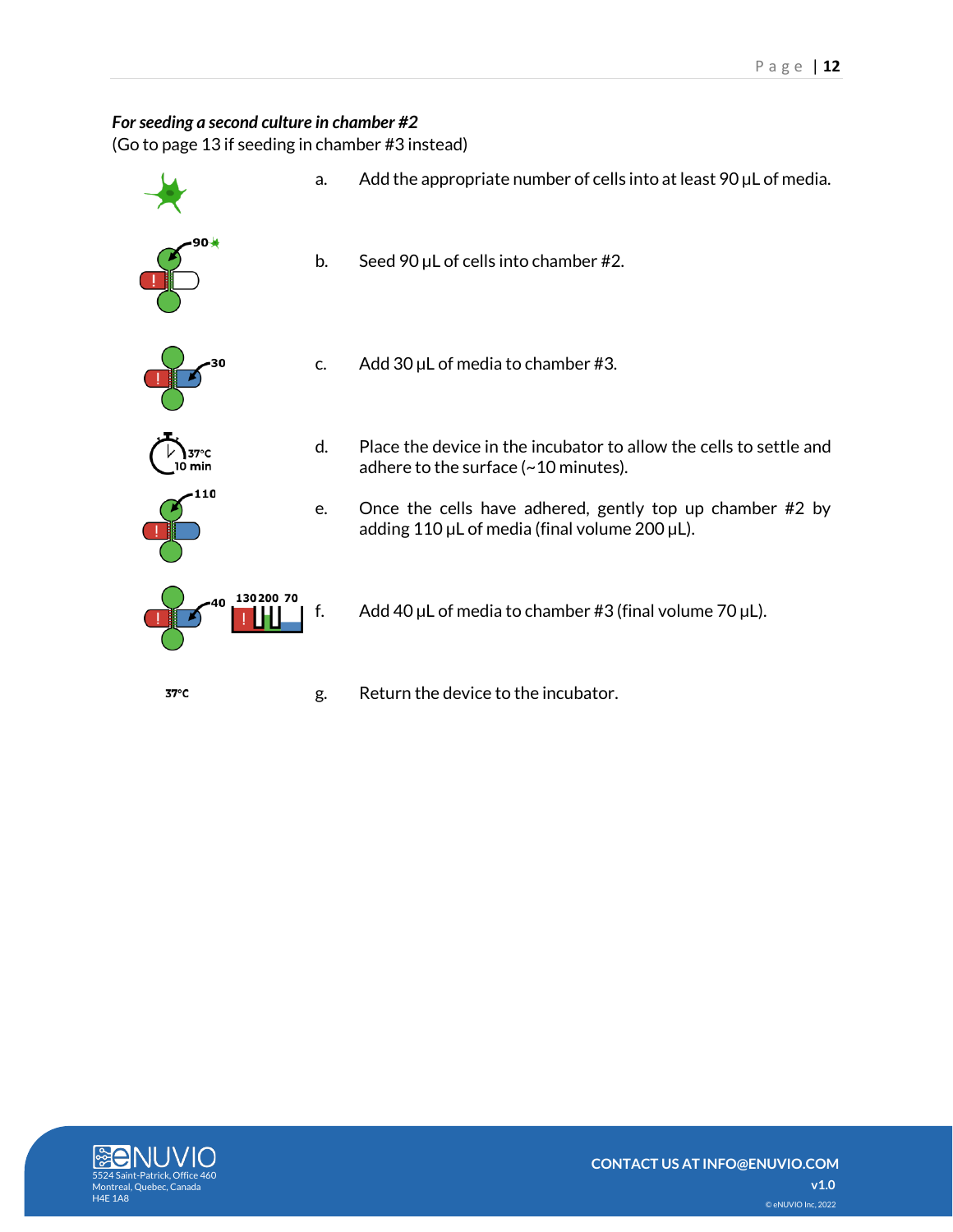*For seeding a second culture in chamber #2*

(Go to page 13 if seeding in chamber #3 instead)

a. Add the appropriate number of cells into at least 90 µL of media.

b. Seed 90 µL of cells into chamber #2.

c. Add 30 µL of media to chamber #3.

d. Place the device in the incubator to allow the cells to settle and adhere to the surface (~10 minutes).

e. Once the cells have adhered, gently top up chamber #2 by adding 110 µL of media (final volume 200 µL).

f. Add 40 µL of media to chamber #3 (final volume 70 µL).

g. Return the device to the incubator.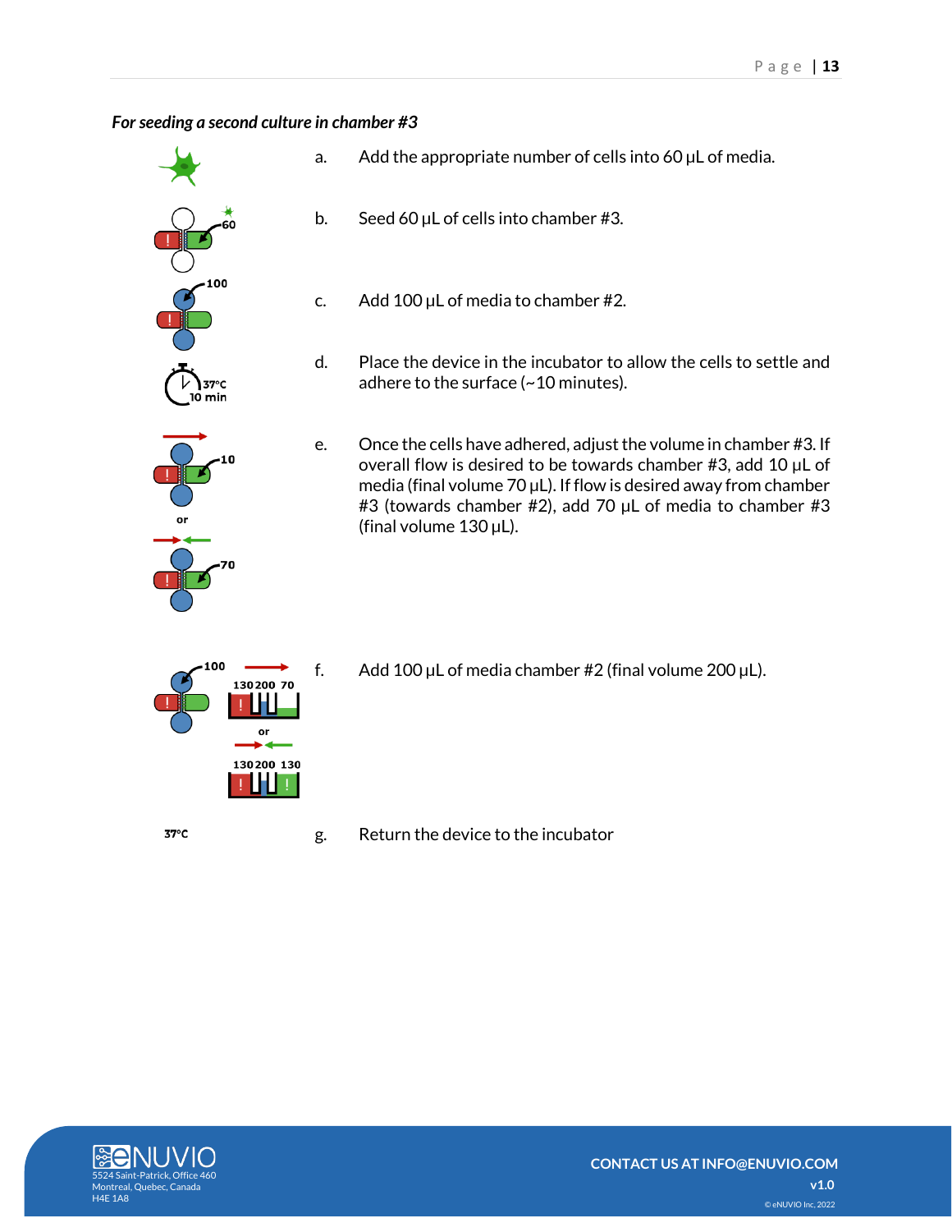*For seeding a second culture in chamber #3*

a. Add the appropriate number of cells into 60 µL of media.

b. Seed 60 µL of cells into chamber #3.

c. Add 100 µL of media to chamber #2.

d. Place the device in the incubator to allow the cells to settle and adhere to the surface (~10 minutes).

e. Once the cells have adhered, adjust the volume in chamber #3. If overall flow is desired to be towards chamber #3, add 10 µL of media (final volume 70 µL). If flow is desired away from chamber #3 (towards chamber #2), add 70 µL of media to chamber #3 (final volume 130 µL).

f. Add 100 µL of media chamber #2 (final volume 200 µL).

g. Return the device to the incubator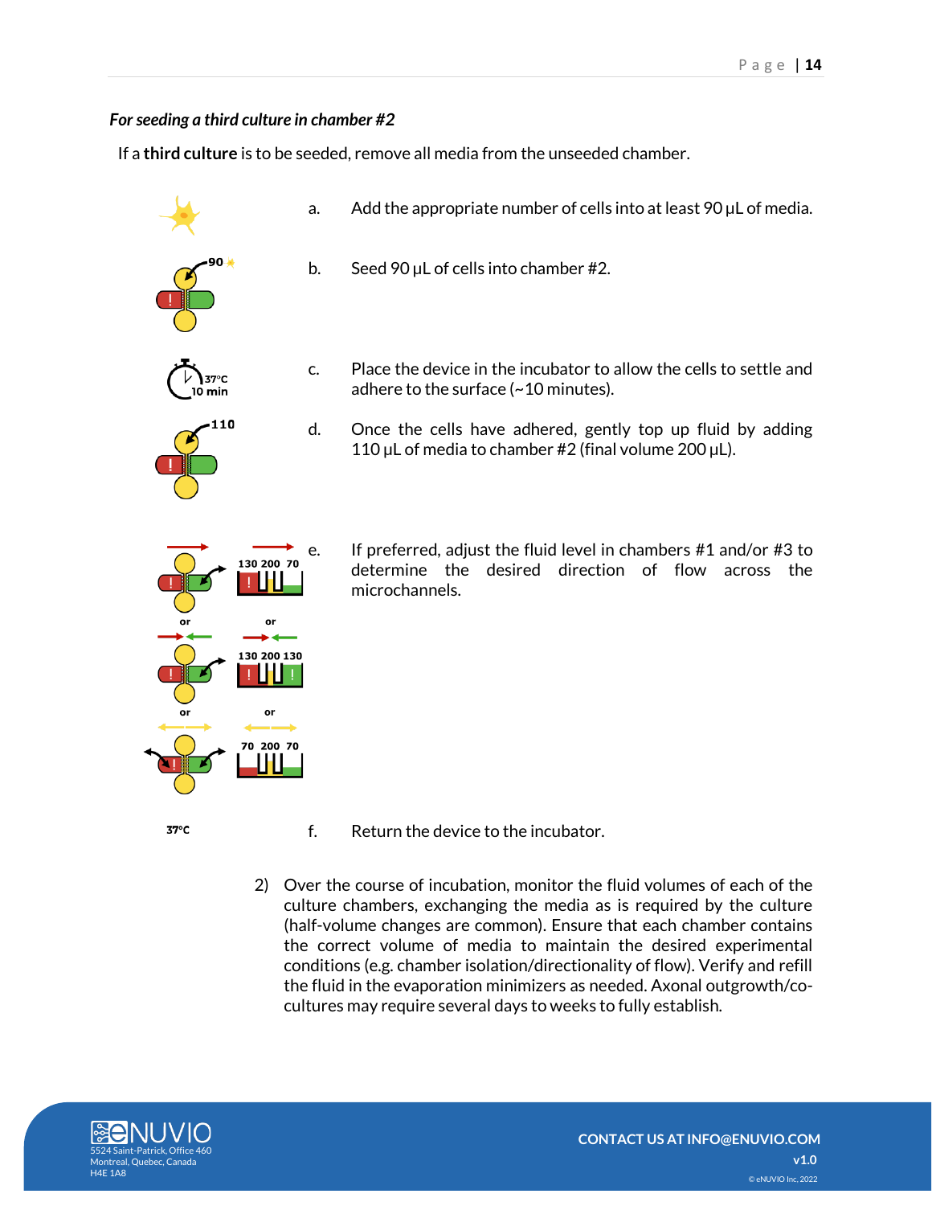*For seeding a third culture in chamber #2*

If a **third culture** is to be seeded, remove all media from the unseeded chamber.

a. Add the appropriate number of cells into at least 90 µL of media.

b. Seed 90 µL of cells into chamber #2.

c. Place the device in the incubator to allow the cells to settle and adhere to the surface (~10 minutes).

d. Once the cells have adhered, gently top up fluid by adding 110 µL of media to chamber #2 (final volume 200 µL).

e. If preferred, adjust the fluid level in chambers #1 and/or #3 to determine the desired direction of flow across the microchannels.

f. Return the device to the incubator.

2) Over the course of incubation, monitor the fluid volumes of each of the culture chambers, exchanging the media as is required by the culture (half-volume changes are common). Ensure that each chamber contains the correct volume of media to maintain the desired experimental conditions (e.g. chamber isolation/directionality of flow). Verify and refill the fluid in the evaporation minimizers as needed. Axonal outgrowth/co-cultures may require several days to weeks to fully establish.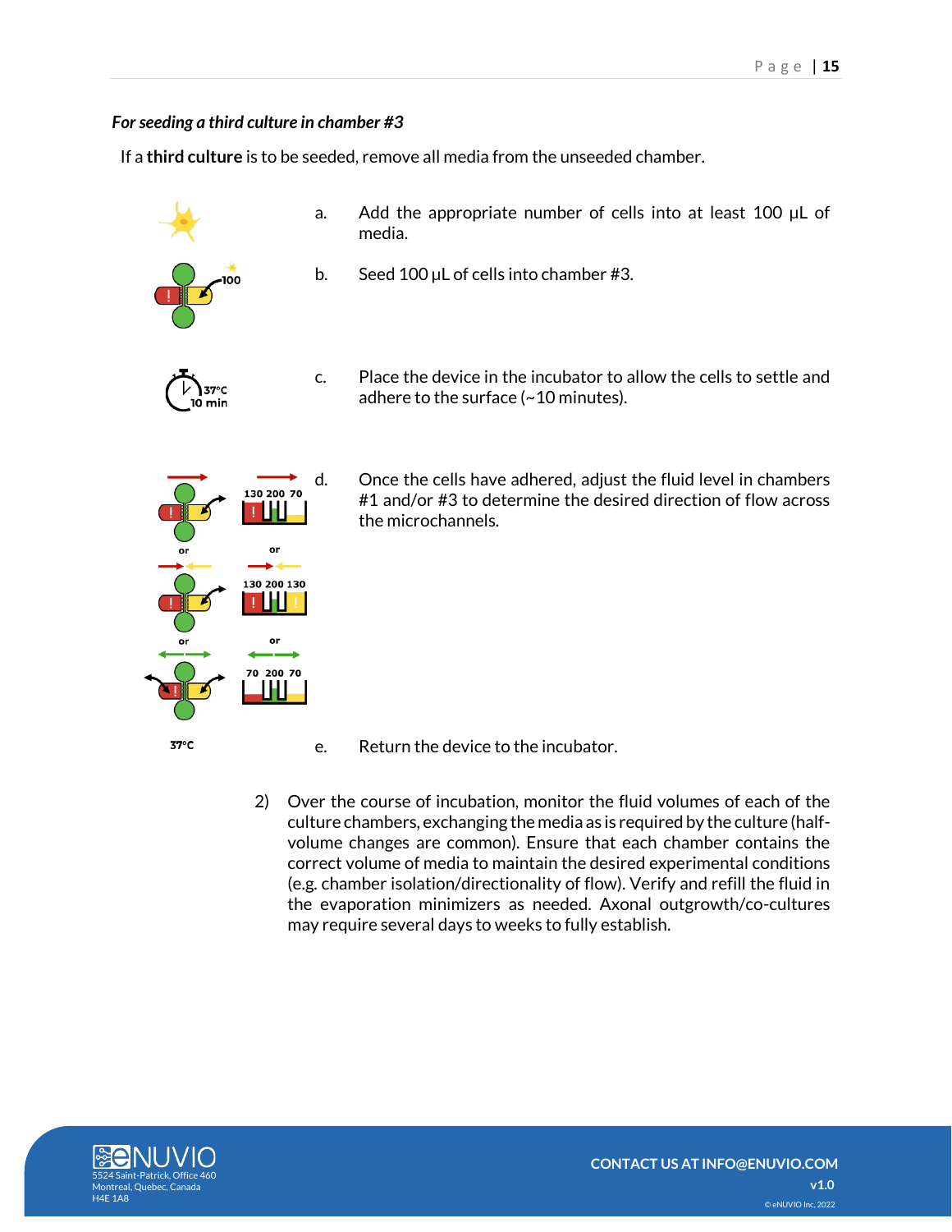*For seeding a third culture in chamber #3*

If a **third culture** is to be seeded, remove all media from the unseeded chamber.

a. Add the appropriate number of cells into at least 100 µL of media.

b. Seed 100 µL of cells into chamber #3.

c. Place the device in the incubator to allow the cells to settle and adhere to the surface (~10 minutes).

d. Once the cells have adhered, adjust the fluid level in chambers #1 and/or #3 to determine the desired direction of flow across the microchannels.

e. Return the device to the incubator.

2) Over the course of incubation, monitor the fluid volumes of each of the culture chambers, exchanging the media as is required by the culture (half-volume changes are common). Ensure that each chamber contains the correct volume of media to maintain the desired experimental conditions (e.g. chamber isolation/directionality of flow). Verify and refill the fluid in the evaporation minimizers as needed. Axonal outgrowth/co-cultures may require several days to weeks to fully establish.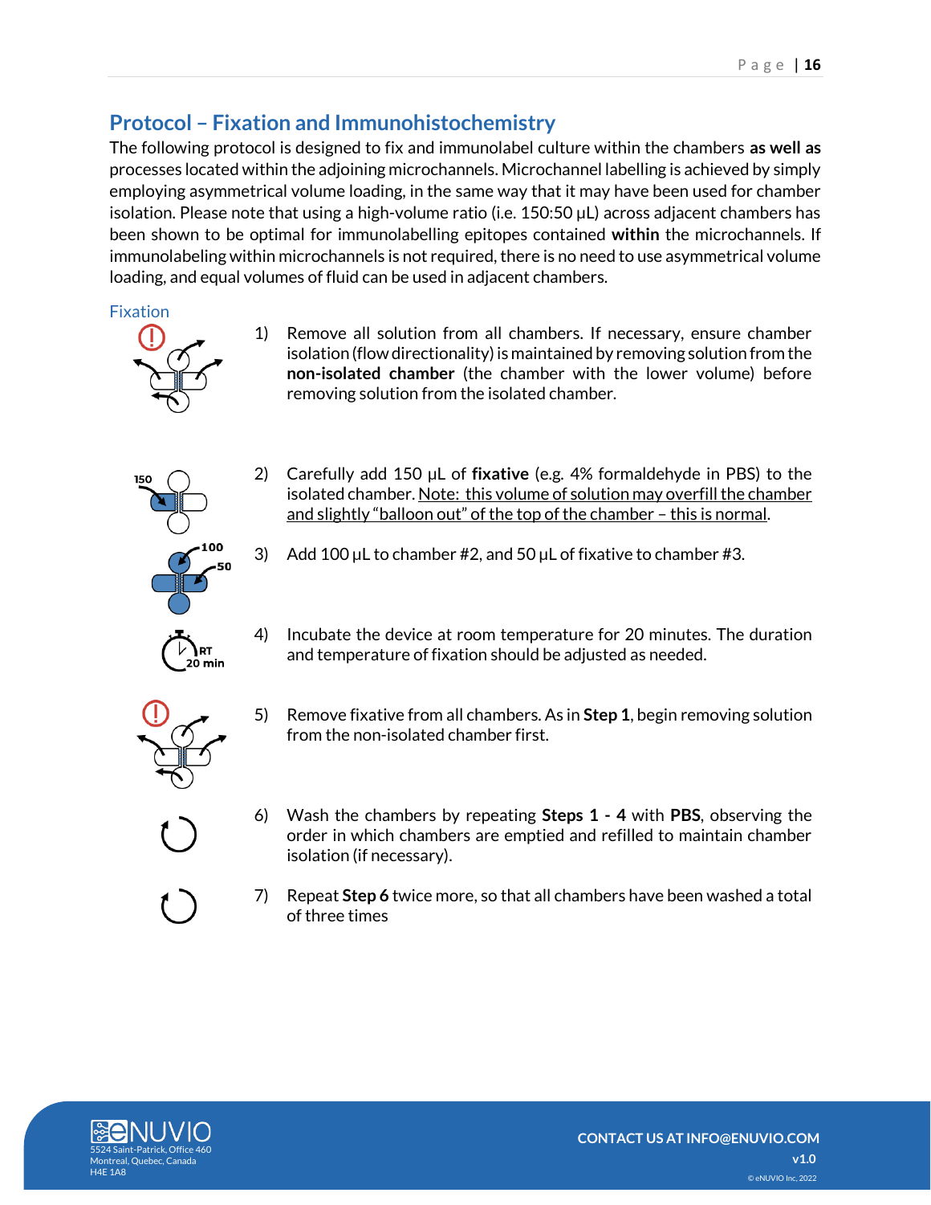## Protocol – Fixation and Immunohistochemistry

The following protocol is designed to fix and immunolabel culture within the chambers **as well as** processes located within the adjoining microchannels. Microchannel labelling is achieved by simply employing asymmetrical volume loading, in the same way that it may have been used for chamber isolation. Please note that using a high-volume ratio (i.e. 150:50 µL) across adjacent chambers has been shown to be optimal for immunolabelling epitopes contained **within** the microchannels. If immunolabeling within microchannels is not required, there is no need to use asymmetrical volume loading, and equal volumes of fluid can be used in adjacent chambers.

### Fixation

1) Remove all solution from all chambers. If necessary, ensure chamber isolation (flow directionality) is maintained by removing solution from the **non-isolated chamber** (the chamber with the lower volume) before removing solution from the isolated chamber.

2) Carefully add 150 µL of **fixative** (e.g. 4% formaldehyde in PBS) to the isolated chamber. Note: this volume of solution may overfill the chamber and slightly "balloon out" of the top of the chamber – this is normal.

3) Add 100 µL to chamber #2, and 50 µL of fixative to chamber #3.

4) Incubate the device at room temperature for 20 minutes. The duration and temperature of fixation should be adjusted as needed.

5) Remove fixative from all chambers. As in **Step 1**, begin removing solution from the non-isolated chamber first.

6) Wash the chambers by repeating **Steps 1 - 4** with **PBS**, observing the order in which chambers are emptied and refilled to maintain chamber isolation (if necessary).

7) Repeat **Step 6** twice more, so that all chambers have been washed a total of three times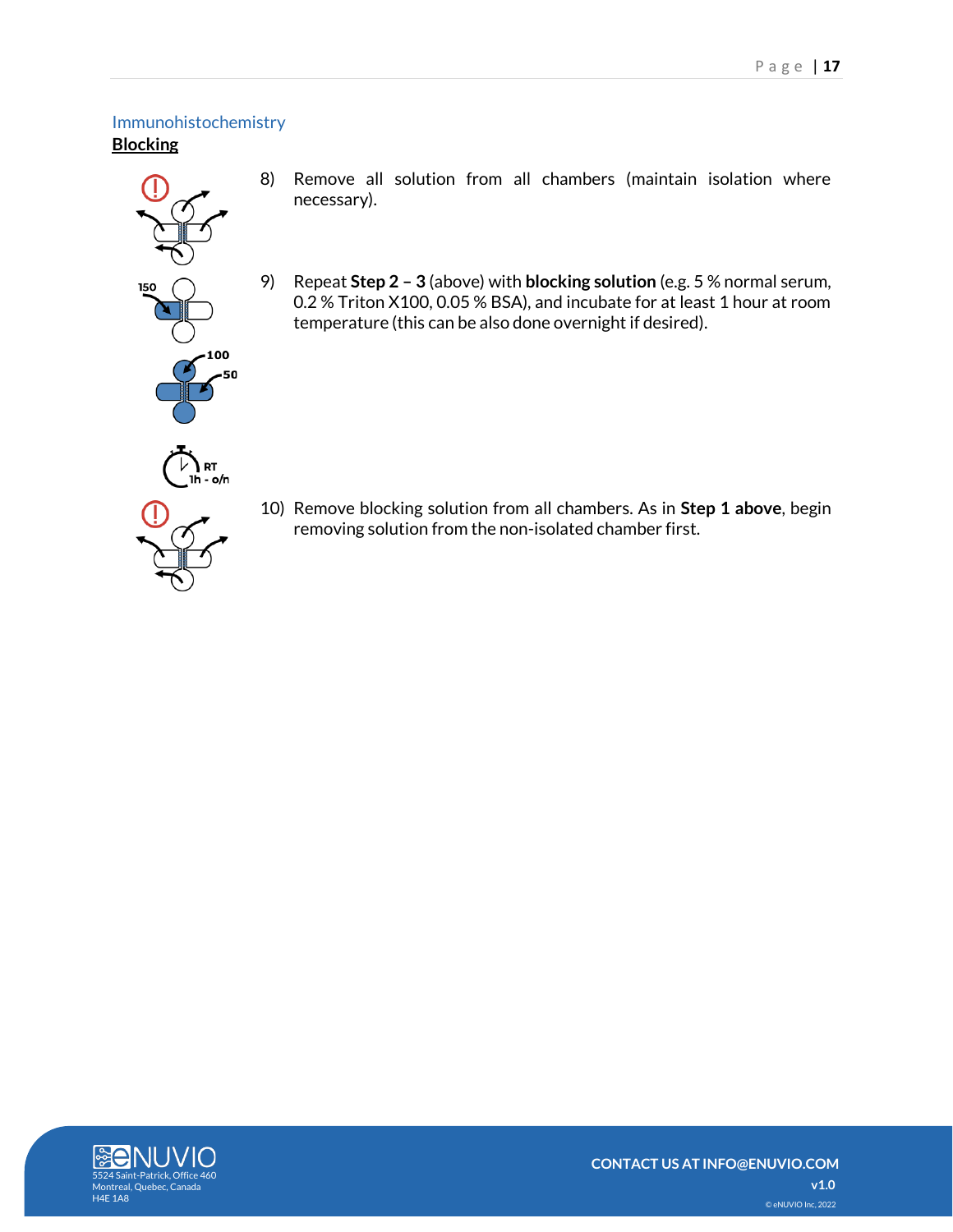## Immunohistochemistry

### Blocking

8) Remove all solution from all chambers (maintain isolation where necessary).

9) Repeat **Step 2 – 3** (above) with **blocking solution** (e.g. 5 % normal serum, 0.2 % Triton X100, 0.05 % BSA), and incubate for at least 1 hour at room temperature (this can be also done overnight if desired).

10) Remove blocking solution from all chambers. As in **Step 1 above**, begin removing solution from the non-isolated chamber first.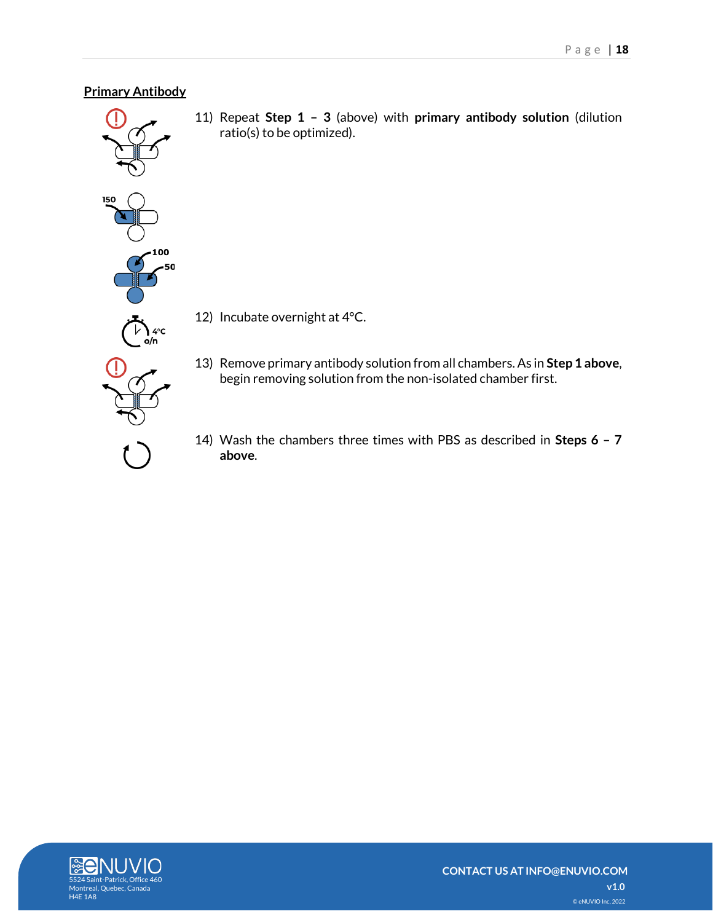## Primary Antibody

11) Repeat **Step 1 – 3** (above) with **primary antibody solution** (dilution ratio(s) to be optimized).

12) Incubate overnight at 4°C.

13) Remove primary antibody solution from all chambers. As in **Step 1 above**, begin removing solution from the non-isolated chamber first.

14) Wash the chambers three times with PBS as described in **Steps 6 – 7 above**.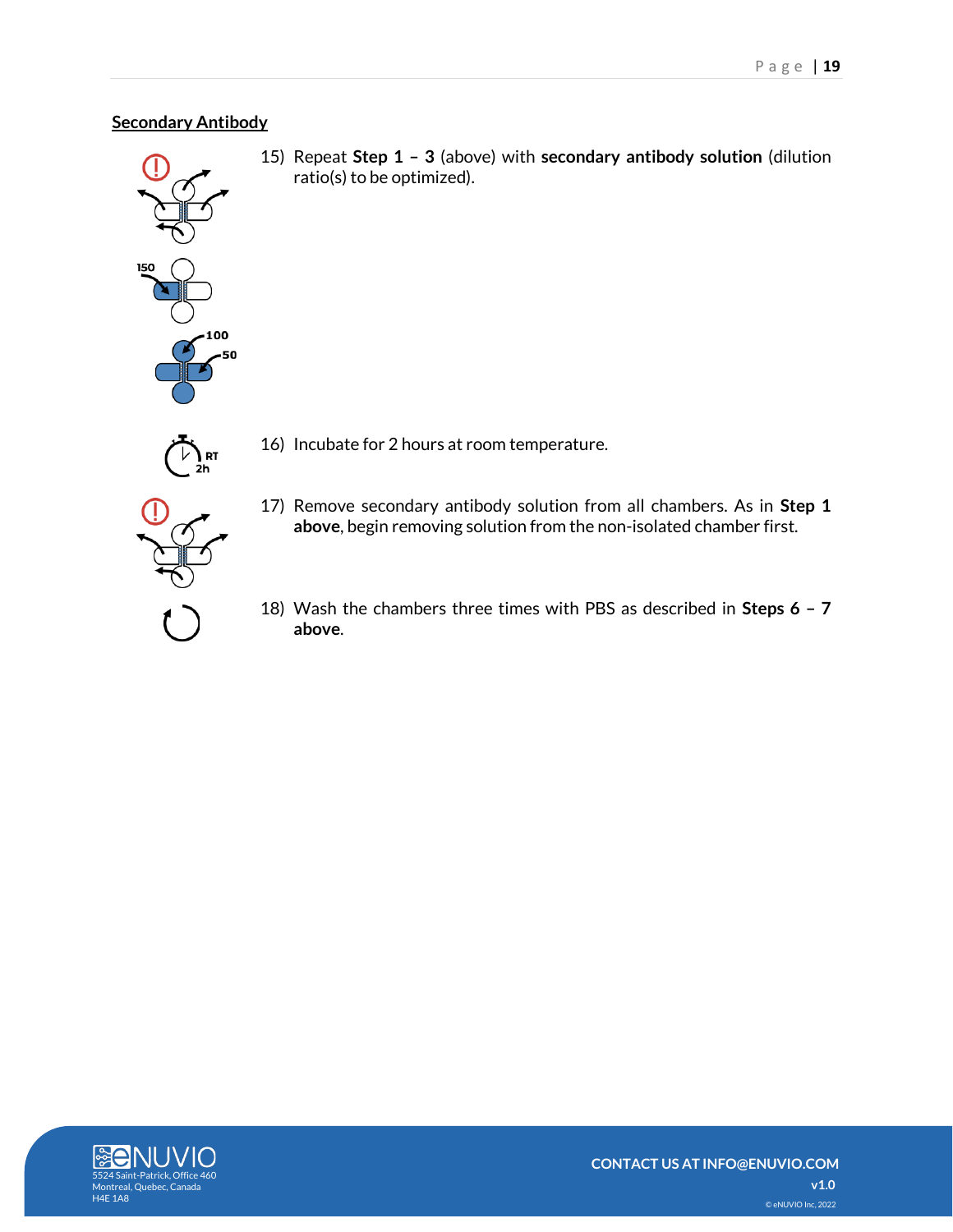## Secondary Antibody

15) Repeat **Step 1 – 3** (above) with **secondary antibody solution** (dilution ratio(s) to be optimized).

16) Incubate for 2 hours at room temperature.

17) Remove secondary antibody solution from all chambers. As in **Step 1 above**, begin removing solution from the non-isolated chamber first.

18) Wash the chambers three times with PBS as described in **Steps 6 – 7 above**.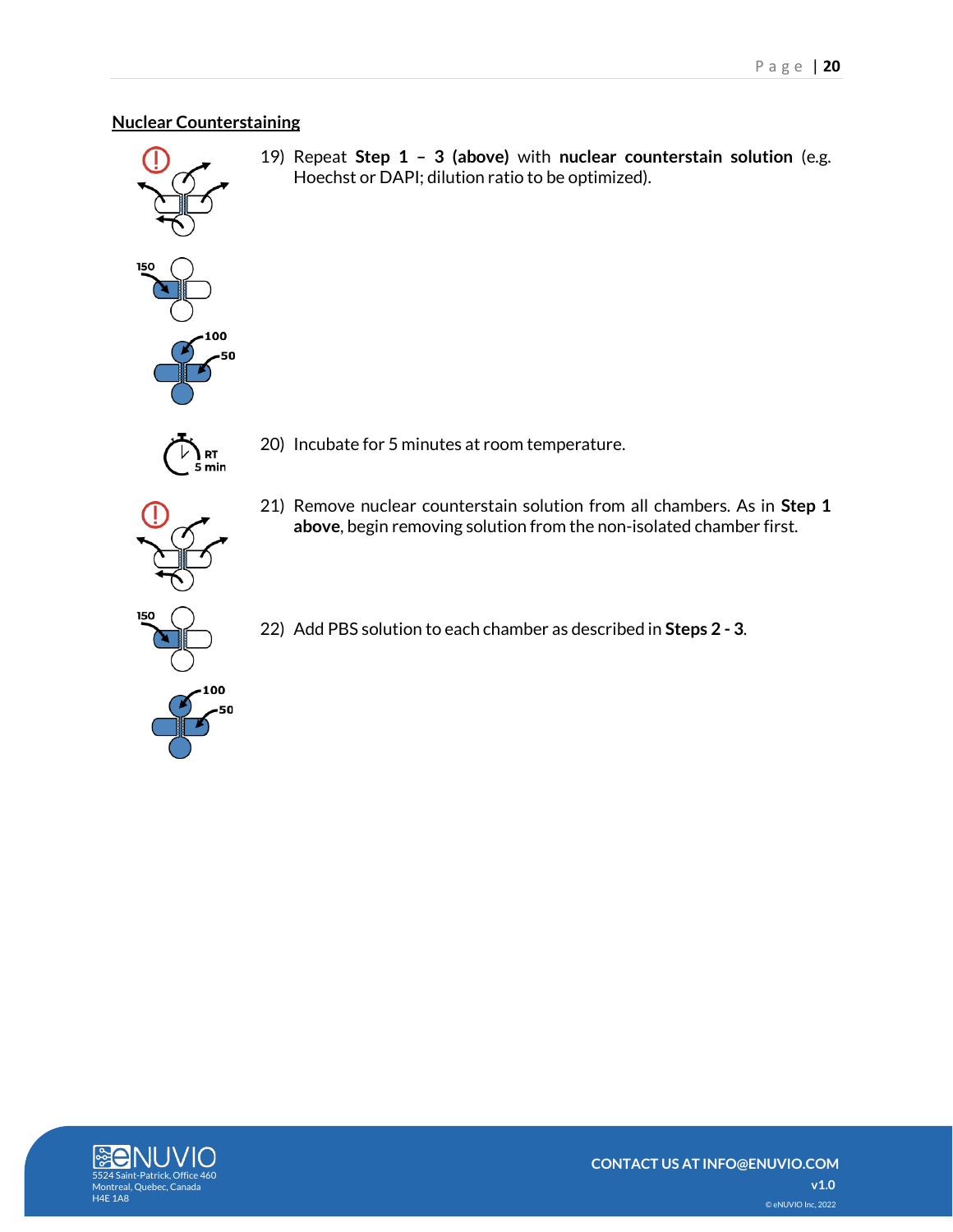## Nuclear Counterstaining

19) Repeat **Step 1 – 3 (above)** with **nuclear counterstain solution** (e.g. Hoechst or DAPI; dilution ratio to be optimized).

20) Incubate for 5 minutes at room temperature.

21) Remove nuclear counterstain solution from all chambers. As in **Step 1 above**, begin removing solution from the non-isolated chamber first.

22) Add PBS solution to each chamber as described in **Steps 2 - 3**.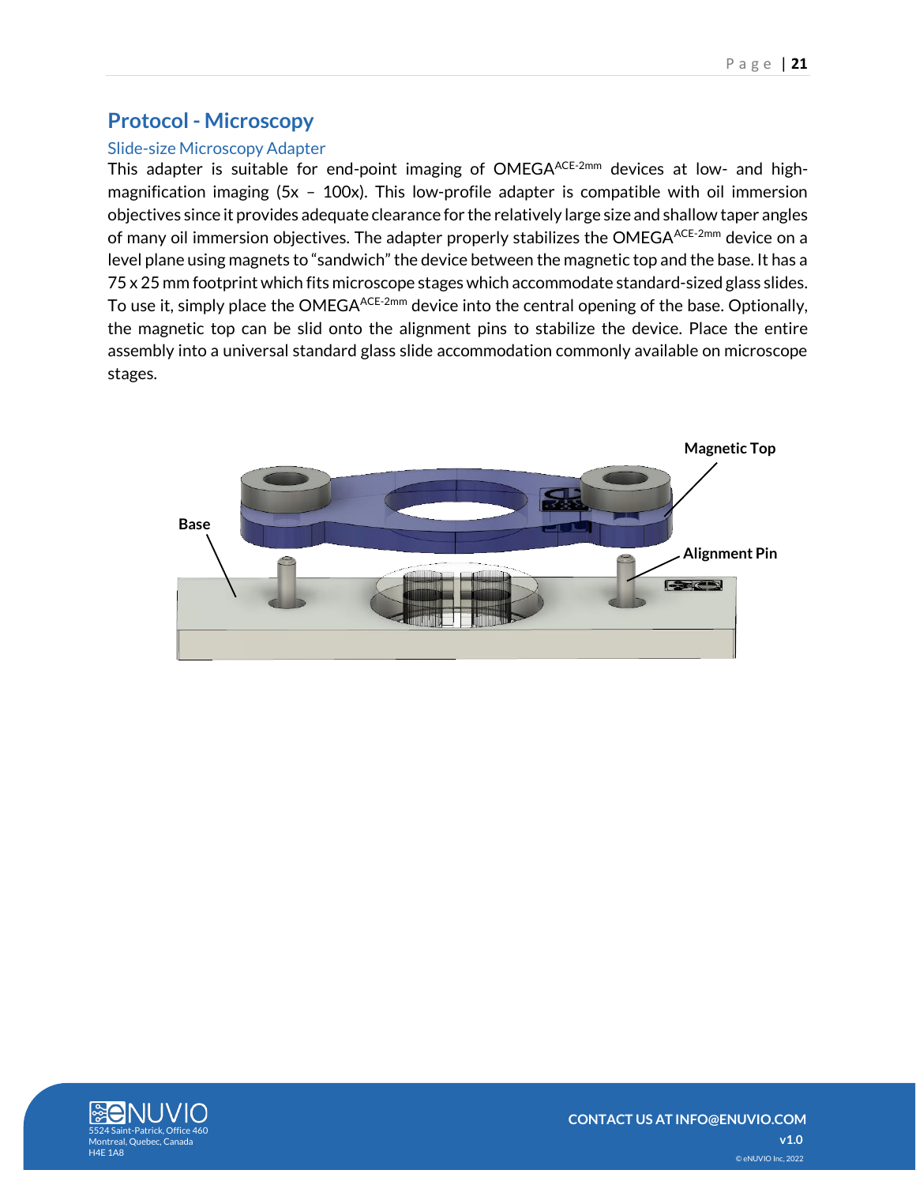## Protocol - Microscopy

### Slide-size Microscopy Adapter

This adapter is suitable for end-point imaging of OMEGA$^{ACE\text{-}2mm}$ devices at low- and high-magnification imaging (5x – 100x). This low-profile adapter is compatible with oil immersion objectives since it provides adequate clearance for the relatively large size and shallow taper angles of many oil immersion objectives. The adapter properly stabilizes the OMEGA$^{ACE\text{-}2mm}$ device on a level plane using magnets to "sandwich" the device between the magnetic top and the base. It has a 75 x 25 mm footprint which fits microscope stages which accommodate standard-sized glass slides. To use it, simply place the OMEGA$^{ACE\text{-}2mm}$ device into the central opening of the base. Optionally, the magnetic top can be slid onto the alignment pins to stabilize the device. Place the entire assembly into a universal standard glass slide accommodation commonly available on microscope stages.

Magnetic Top

Base

Alignment Pin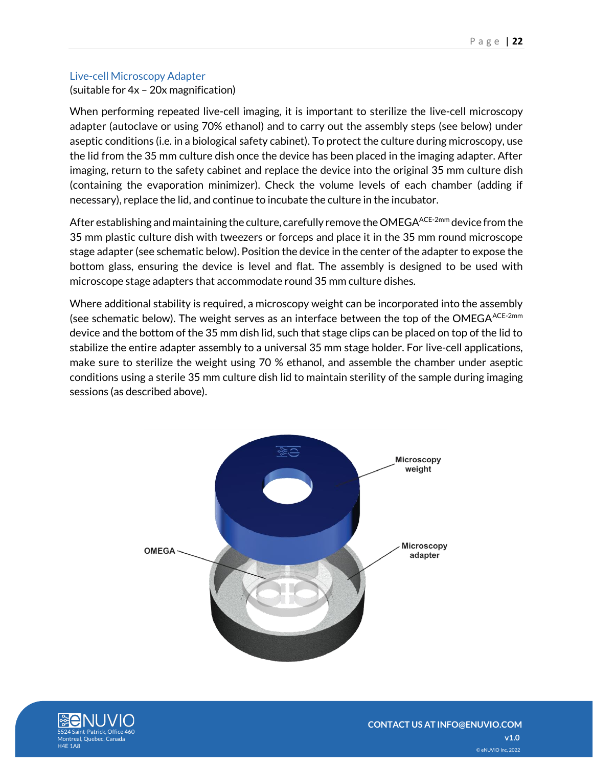## Live-cell Microscopy Adapter

(suitable for 4x – 20x magnification)

When performing repeated live-cell imaging, it is important to sterilize the live-cell microscopy adapter (autoclave or using 70% ethanol) and to carry out the assembly steps (see below) under aseptic conditions (i.e. in a biological safety cabinet). To protect the culture during microscopy, use the lid from the 35 mm culture dish once the device has been placed in the imaging adapter. After imaging, return to the safety cabinet and replace the device into the original 35 mm culture dish (containing the evaporation minimizer). Check the volume levels of each chamber (adding if necessary), replace the lid, and continue to incubate the culture in the incubator.

After establishing and maintaining the culture, carefully remove the OMEGA$^{ACE\text{-}2mm}$ device from the 35 mm plastic culture dish with tweezers or forceps and place it in the 35 mm round microscope stage adapter (see schematic below). Position the device in the center of the adapter to expose the bottom glass, ensuring the device is level and flat. The assembly is designed to be used with microscope stage adapters that accommodate round 35 mm culture dishes.

Where additional stability is required, a microscopy weight can be incorporated into the assembly (see schematic below). The weight serves as an interface between the top of the OMEGA$^{ACE\text{-}2mm}$ device and the bottom of the 35 mm dish lid, such that stage clips can be placed on top of the lid to stabilize the entire adapter assembly to a universal 35 mm stage holder. For live-cell applications, make sure to sterilize the weight using 70 % ethanol, and assemble the chamber under aseptic conditions using a sterile 35 mm culture dish lid to maintain sterility of the sample during imaging sessions (as described above).

Microscopy weight

OMEGA

Microscopy adapter